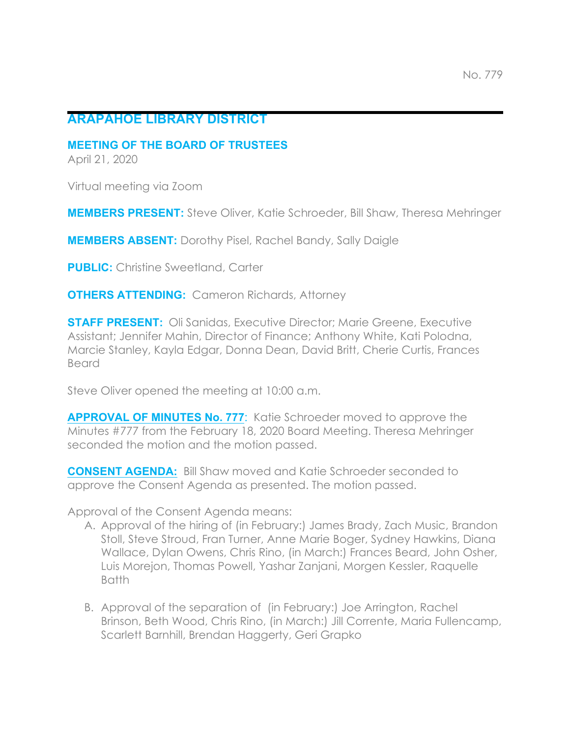No. 779

# ARAPAHOE LIBRARY DISTRICT

## MEETING OF THE BOARD OF TRUSTEES

April 21, 2020

Virtual meeting via Zoom

**MEMBERS PRESENT:** Steve Oliver, Katie Schroeder, Bill Shaw, Theresa Mehringer

**MEMBERS ABSENT:** Dorothy Pisel, Rachel Bandy, Sally Daigle

**PUBLIC:** Christine Sweetland, Carter

**OTHERS ATTENDING:** Cameron Richards, Attorney

**STAFF PRESENT:** Oli Sanidas, Executive Director; Marie Greene, Executive Assistant; Jennifer Mahin, Director of Finance; Anthony White, Kati Polodna, Marcie Stanley, Kayla Edgar, Donna Dean, David Britt, Cherie Curtis, Frances Beard

Steve Oliver opened the meeting at 10:00 a.m.

**APPROVAL OF MINUTES No. 777**: Katie Schroeder moved to approve the Minutes #777 from the February 18, 2020 Board Meeting. Theresa Mehringer seconded the motion and the motion passed.

**CONSENT AGENDA:** Bill Shaw moved and Katie Schroeder seconded to approve the Consent Agenda as presented. The motion passed.

Approval of the Consent Agenda means:

A. Approval of the hiring of (in February:) James Brady, Zach Music, Brandon Stoll, Steve Stroud, Fran Turner, Anne Marie Boger, Sydney Hawkins, Diana Wallace, Dylan Owens, Chris Rino, (in March:) Frances Beard, John Osher, Luis Morejon, Thomas Powell, Yashar Zanjani, Morgen Kessler, Raquelle Batth

B. Approval of the separation of (in February:) Joe Arrington, Rachel Brinson, Beth Wood, Chris Rino, (in March:) Jill Corrente, Maria Fullencamp, Scarlett Barnhill, Brendan Haggerty, Geri Grapko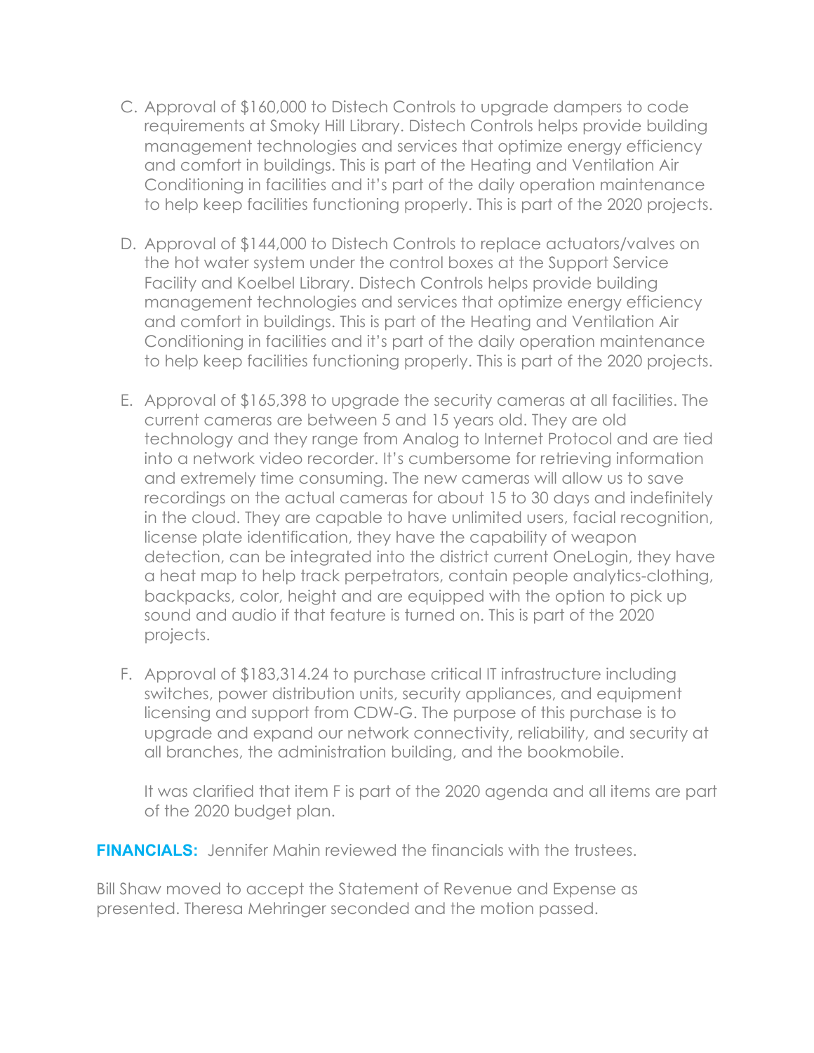C. Approval of $160,000 to Distech Controls to upgrade dampers to code requirements at Smoky Hill Library. Distech Controls helps provide building management technologies and services that optimize energy efficiency and comfort in buildings. This is part of the Heating and Ventilation Air Conditioning in facilities and it's part of the daily operation maintenance to help keep facilities functioning properly. This is part of the 2020 projects.

D. Approval of $144,000 to Distech Controls to replace actuators/valves on the hot water system under the control boxes at the Support Service Facility and Koelbel Library. Distech Controls helps provide building management technologies and services that optimize energy efficiency and comfort in buildings. This is part of the Heating and Ventilation Air Conditioning in facilities and it's part of the daily operation maintenance to help keep facilities functioning properly. This is part of the 2020 projects.

E. Approval of $165,398 to upgrade the security cameras at all facilities. The current cameras are between 5 and 15 years old. They are old technology and they range from Analog to Internet Protocol and are tied into a network video recorder. It's cumbersome for retrieving information and extremely time consuming. The new cameras will allow us to save recordings on the actual cameras for about 15 to 30 days and indefinitely in the cloud. They are capable to have unlimited users, facial recognition, license plate identification, they have the capability of weapon detection, can be integrated into the district current OneLogin, they have a heat map to help track perpetrators, contain people analytics-clothing, backpacks, color, height and are equipped with the option to pick up sound and audio if that feature is turned on. This is part of the 2020 projects.

F. Approval of $183,314.24 to purchase critical IT infrastructure including switches, power distribution units, security appliances, and equipment licensing and support from CDW-G. The purpose of this purchase is to upgrade and expand our network connectivity, reliability, and security at all branches, the administration building, and the bookmobile.

   It was clarified that item F is part of the 2020 agenda and all items are part of the 2020 budget plan.

**FINANCIALS:** Jennifer Mahin reviewed the financials with the trustees.

Bill Shaw moved to accept the Statement of Revenue and Expense as presented. Theresa Mehringer seconded and the motion passed.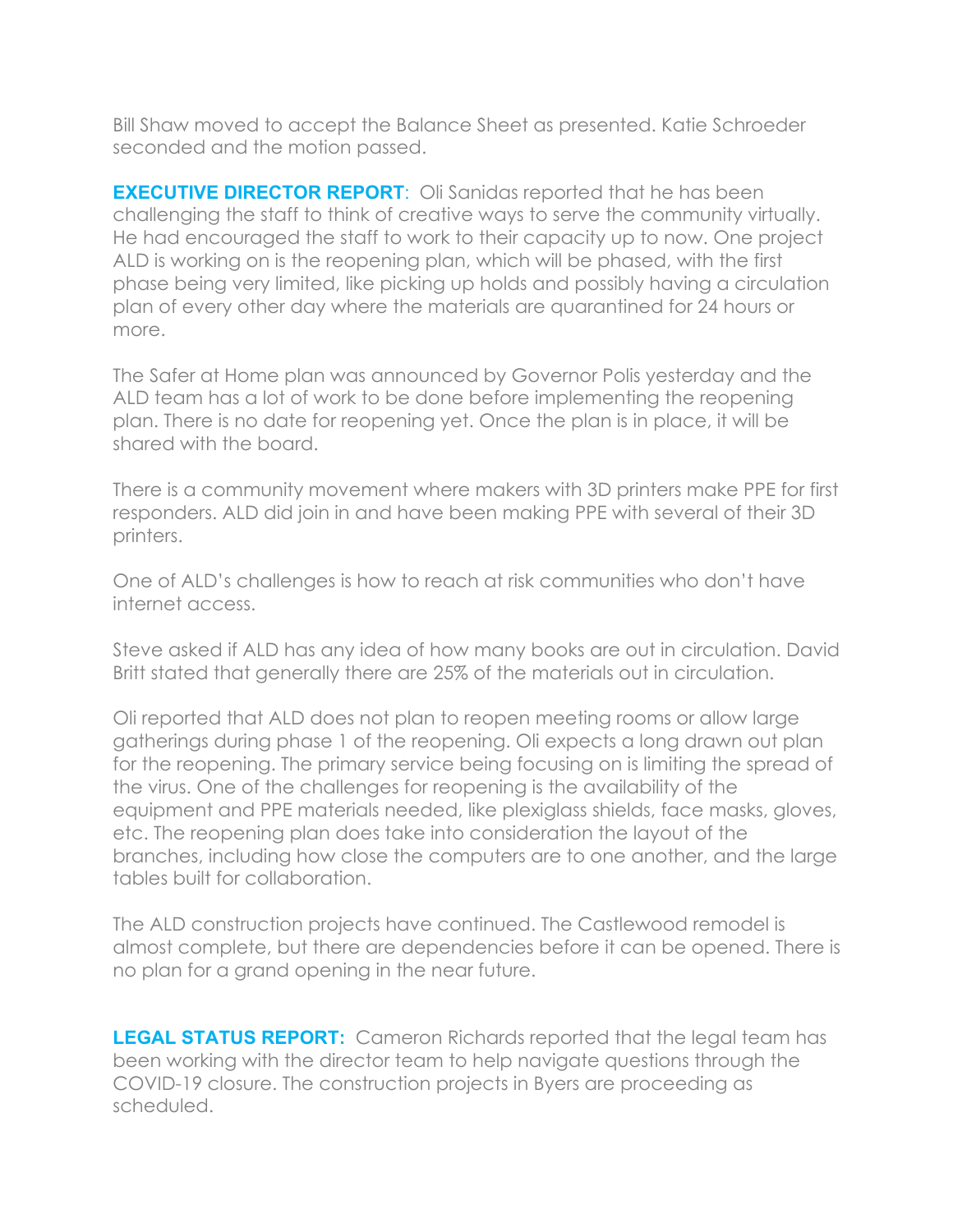Bill Shaw moved to accept the Balance Sheet as presented. Katie Schroeder seconded and the motion passed.

**EXECUTIVE DIRECTOR REPORT**: Oli Sanidas reported that he has been challenging the staff to think of creative ways to serve the community virtually. He had encouraged the staff to work to their capacity up to now. One project ALD is working on is the reopening plan, which will be phased, with the first phase being very limited, like picking up holds and possibly having a circulation plan of every other day where the materials are quarantined for 24 hours or more.

The Safer at Home plan was announced by Governor Polis yesterday and the ALD team has a lot of work to be done before implementing the reopening plan. There is no date for reopening yet. Once the plan is in place, it will be shared with the board.

There is a community movement where makers with 3D printers make PPE for first responders. ALD did join in and have been making PPE with several of their 3D printers.

One of ALD's challenges is how to reach at risk communities who don't have internet access.

Steve asked if ALD has any idea of how many books are out in circulation. David Britt stated that generally there are 25% of the materials out in circulation.

Oli reported that ALD does not plan to reopen meeting rooms or allow large gatherings during phase 1 of the reopening. Oli expects a long drawn out plan for the reopening. The primary service being focusing on is limiting the spread of the virus. One of the challenges for reopening is the availability of the equipment and PPE materials needed, like plexiglass shields, face masks, gloves, etc. The reopening plan does take into consideration the layout of the branches, including how close the computers are to one another, and the large tables built for collaboration.

The ALD construction projects have continued. The Castlewood remodel is almost complete, but there are dependencies before it can be opened. There is no plan for a grand opening in the near future.

**LEGAL STATUS REPORT:** Cameron Richards reported that the legal team has been working with the director team to help navigate questions through the COVID-19 closure. The construction projects in Byers are proceeding as scheduled.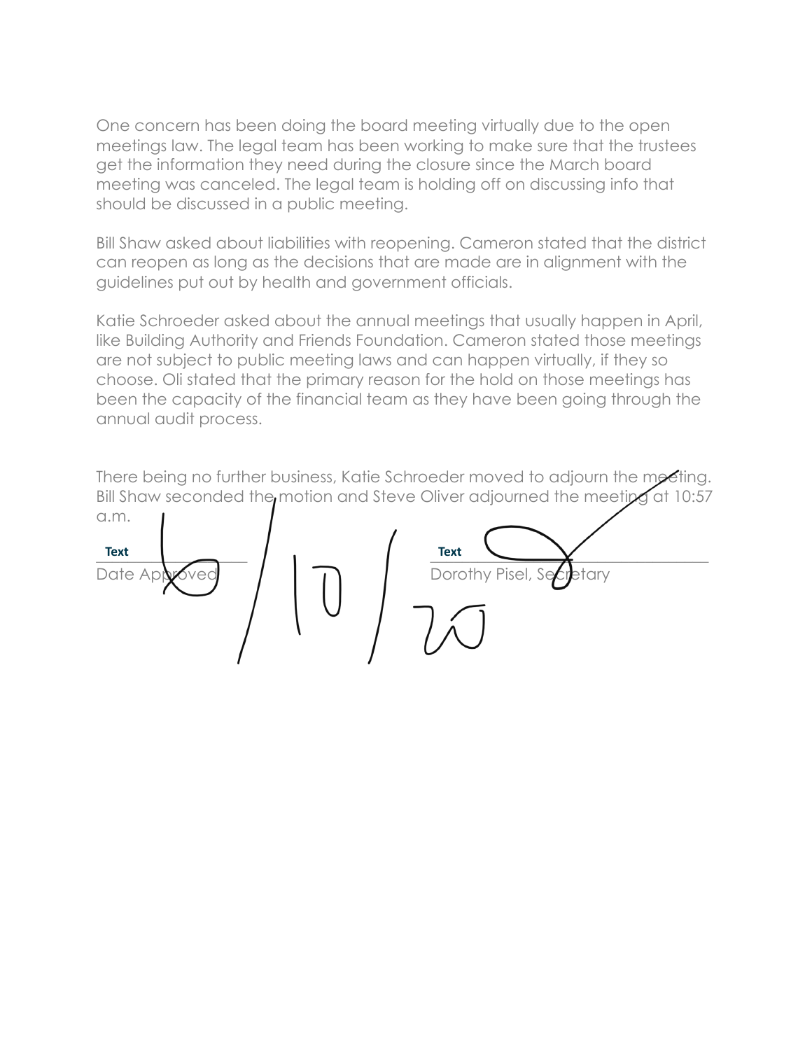One concern has been doing the board meeting virtually due to the open meetings law. The legal team has been working to make sure that the trustees get the information they need during the closure since the March board meeting was canceled. The legal team is holding off on discussing info that should be discussed in a public meeting.

Bill Shaw asked about liabilities with reopening. Cameron stated that the district can reopen as long as the decisions that are made are in alignment with the guidelines put out by health and government officials.

Katie Schroeder asked about the annual meetings that usually happen in April, like Building Authority and Friends Foundation. Cameron stated those meetings are not subject to public meeting laws and can happen virtually, if they so choose. Oli stated that the primary reason for the hold on those meetings has been the capacity of the financial team as they have been going through the annual audit process.

There being no further business, Katie Schroeder moved to adjourn the meeting. Bill Shaw seconded the motion and Steve Oliver adjourned the meeting at 10:57 a.m.

Text 6/10/20
Date Approved

Text
Dorothy Pisel, Secretary